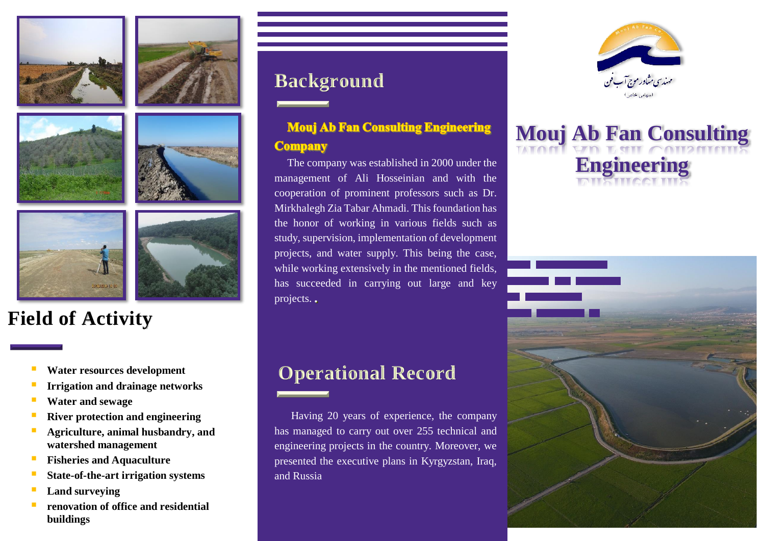# Mouj Ab Fan Consulting Engineering

مهندسی مشاور موج آب فن (سهامی خاص)

## Background

### Mouj Ab Fan Consulting Engineering Company

The company was established in 2000 under the management of Ali Hosseinian and with the cooperation of prominent professors such as Dr. Mirkhalegh Zia Tabar Ahmadi. This foundation has the honor of working in various fields such as study, supervision, implementation of development projects, and water supply. This being the case, while working extensively in the mentioned fields, has succeeded in carrying out large and key projects. .

## Operational Record

Having 20 years of experience, the company has managed to carry out over 255 technical and engineering projects in the country. Moreover, we presented the executive plans in Kyrgyzstan, Iraq, and Russia

## Field of Activity

- **Water resources development**
- **Irrigation and drainage networks**
- **Water and sewage**
- **River protection and engineering**
- **Agriculture, animal husbandry, and watershed management**
- **Fisheries and Aquaculture**
- **State-of-the-art irrigation systems**
- **Land surveying**
- **renovation of office and residential buildings**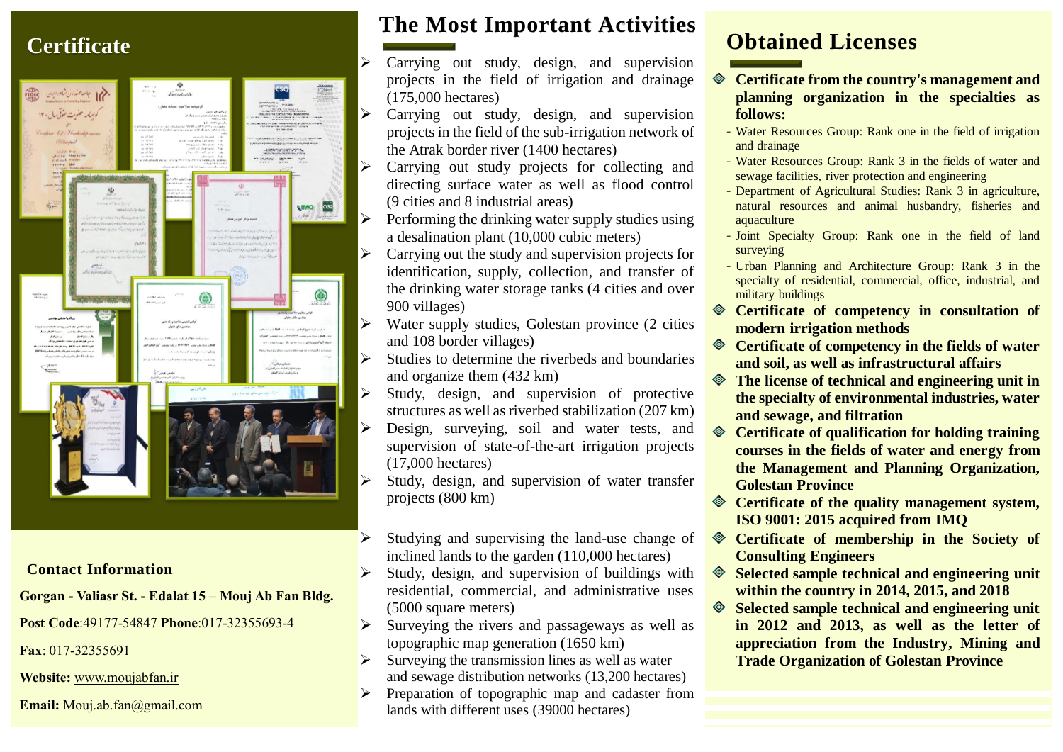## Certificate

### Contact Information

**Gorgan - Valiasr St. - Edalat 15 – Mouj Ab Fan Bldg.**

**Post Code**:49177-54847 **Phone**:017-32355693-4

**Fax**: 017-32355691

**Website:** www.moujabfan.ir

**Email:** Mouj.ab.fan@gmail.com

## The Most Important Activities

- Carrying out study, design, and supervision projects in the field of irrigation and drainage (175,000 hectares)
- Carrying out study, design, and supervision projects in the field of the sub-irrigation network of the Atrak border river (1400 hectares)
- Carrying out study projects for collecting and directing surface water as well as flood control (9 cities and 8 industrial areas)
- Performing the drinking water supply studies using a desalination plant (10,000 cubic meters)
- Carrying out the study and supervision projects for identification, supply, collection, and transfer of the drinking water storage tanks (4 cities and over 900 villages)
- Water supply studies, Golestan province (2 cities and 108 border villages)
- Studies to determine the riverbeds and boundaries and organize them (432 km)
- Study, design, and supervision of protective structures as well as riverbed stabilization (207 km)
- Design, surveying, soil and water tests, and supervision of state-of-the-art irrigation projects (17,000 hectares)
- Study, design, and supervision of water transfer projects (800 km)
- Studying and supervising the land-use change of inclined lands to the garden (110,000 hectares)
- Study, design, and supervision of buildings with residential, commercial, and administrative uses (5000 square meters)
- Surveying the rivers and passageways as well as topographic map generation (1650 km)
- Surveying the transmission lines as well as water and sewage distribution networks (13,200 hectares)
- Preparation of topographic map and cadaster from lands with different uses (39000 hectares)

## Obtained Licenses

- **Certificate from the country's management and planning organization in the specialties as follows:**
  - Water Resources Group: Rank one in the field of irrigation and drainage
  - Water Resources Group: Rank 3 in the fields of water and sewage facilities, river protection and engineering
  - Department of Agricultural Studies: Rank 3 in agriculture, natural resources and animal husbandry, fisheries and aquaculture
  - Joint Specialty Group: Rank one in the field of land surveying
  - Urban Planning and Architecture Group: Rank 3 in the specialty of residential, commercial, office, industrial, and military buildings
- **Certificate of competency in consultation of modern irrigation methods**
- **Certificate of competency in the fields of water and soil, as well as infrastructural affairs**
- **The license of technical and engineering unit in the specialty of environmental industries, water and sewage, and filtration**
- **Certificate of qualification for holding training courses in the fields of water and energy from the Management and Planning Organization, Golestan Province**
- **Certificate of the quality management system, ISO 9001: 2015 acquired from IMQ**
- **Certificate of membership in the Society of Consulting Engineers**
- **Selected sample technical and engineering unit within the country in 2014, 2015, and 2018**
- **Selected sample technical and engineering unit in 2012 and 2013, as well as the letter of appreciation from the Industry, Mining and Trade Organization of Golestan Province**